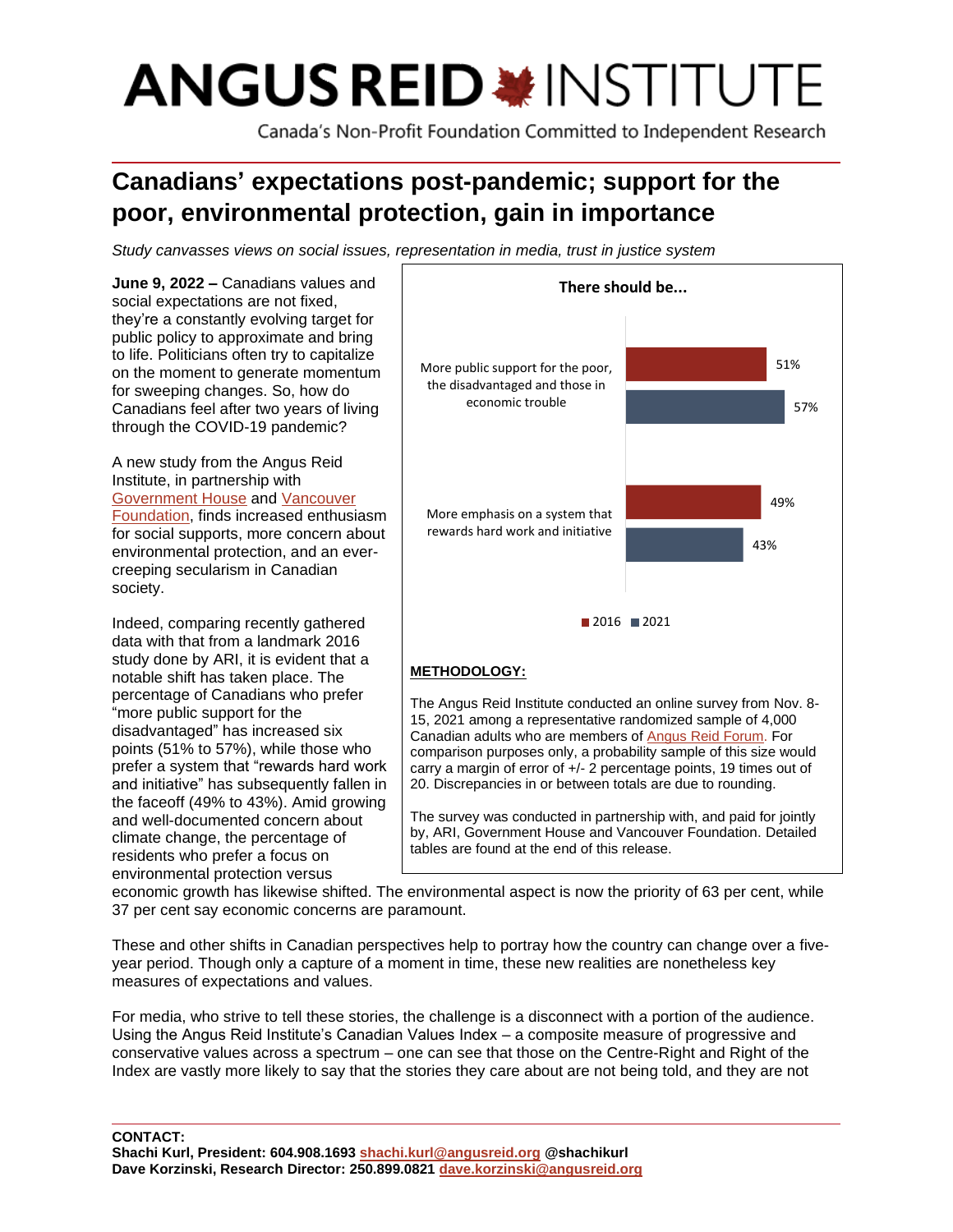# ANGUS REID INSTITUTE

Canada's Non-Profit Foundation Committed to Independent Research

## Canadians' expectations post-pandemic; support for the poor, environmental protection, gain in importance

*Study canvasses views on social issues, representation in media, trust in justice system*

**June 9, 2022 –** Canadians values and social expectations are not fixed, they're a constantly evolving target for public policy to approximate and bring to life. Politicians often try to capitalize on the moment to generate momentum for sweeping changes. So, how do Canadians feel after two years of living through the COVID-19 pandemic?

A new study from the Angus Reid Institute, in partnership with Government House and Vancouver Foundation, finds increased enthusiasm for social supports, more concern about environmental protection, and an ever-creeping secularism in Canadian society.

Indeed, comparing recently gathered data with that from a landmark 2016 study done by ARI, it is evident that a notable shift has taken place. The percentage of Canadians who prefer "more public support for the disadvantaged" has increased six points (51% to 57%), while those who prefer a system that "rewards hard work and initiative" has subsequently fallen in the faceoff (49% to 43%). Amid growing and well-documented concern about climate change, the percentage of residents who prefer a focus on environmental protection versus economic growth has likewise shifted. The environmental aspect is now the priority of 63 per cent, while 37 per cent say economic concerns are paramount.

**There should be...**

| | 2016 | 2021 |
|---|---|---|
| More public support for the poor, the disadvantaged and those in economic trouble | 51% | 57% |
| More emphasis on a system that rewards hard work and initiative | 49% | 43% |

**METHODOLOGY:**

The Angus Reid Institute conducted an online survey from Nov. 8-15, 2021 among a representative randomized sample of 4,000 Canadian adults who are members of Angus Reid Forum. For comparison purposes only, a probability sample of this size would carry a margin of error of +/- 2 percentage points, 19 times out of 20. Discrepancies in or between totals are due to rounding.

The survey was conducted in partnership with, and paid for jointly by, ARI, Government House and Vancouver Foundation. Detailed tables are found at the end of this release.

These and other shifts in Canadian perspectives help to portray how the country can change over a five-year period. Though only a capture of a moment in time, these new realities are nonetheless key measures of expectations and values.

For media, who strive to tell these stories, the challenge is a disconnect with a portion of the audience. Using the Angus Reid Institute's Canadian Values Index – a composite measure of progressive and conservative values across a spectrum – one can see that those on the Centre-Right and Right of the Index are vastly more likely to say that the stories they care about are not being told, and they are not

**CONTACT:**
**Shachi Kurl, President: 604.908.1693 shachi.kurl@angusreid.org @shachikurl**
**Dave Korzinski, Research Director: 250.899.0821 dave.korzinski@angusreid.org**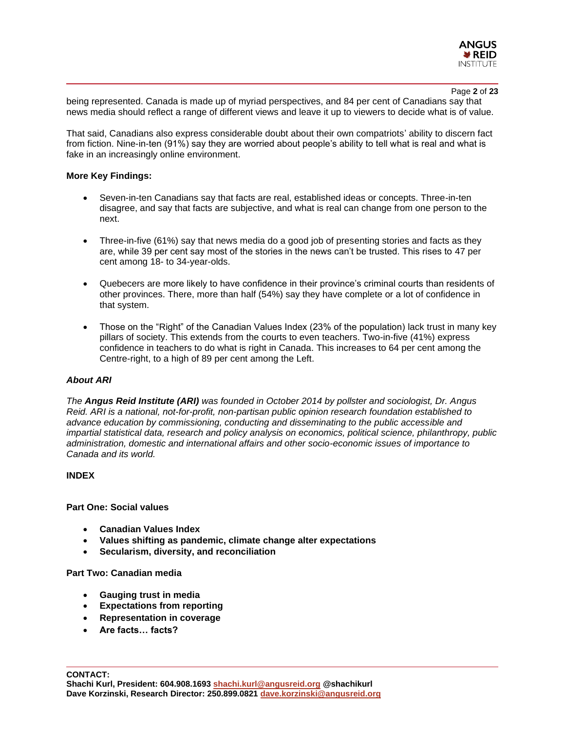being represented. Canada is made up of myriad perspectives, and 84 per cent of Canadians say that news media should reflect a range of different views and leave it up to viewers to decide what is of value.

That said, Canadians also express considerable doubt about their own compatriots' ability to discern fact from fiction. Nine-in-ten (91%) say they are worried about people's ability to tell what is real and what is fake in an increasingly online environment.

**More Key Findings:**

- Seven-in-ten Canadians say that facts are real, established ideas or concepts. Three-in-ten disagree, and say that facts are subjective, and what is real can change from one person to the next.

- Three-in-five (61%) say that news media do a good job of presenting stories and facts as they are, while 39 per cent say most of the stories in the news can't be trusted. This rises to 47 per cent among 18- to 34-year-olds.

- Quebecers are more likely to have confidence in their province's criminal courts than residents of other provinces. There, more than half (54%) say they have complete or a lot of confidence in that system.

- Those on the "Right" of the Canadian Values Index (23% of the population) lack trust in many key pillars of society. This extends from the courts to even teachers. Two-in-five (41%) express confidence in teachers to do what is right in Canada. This increases to 64 per cent among the Centre-right, to a high of 89 per cent among the Left.

***About ARI***

*The **Angus Reid Institute (ARI)** was founded in October 2014 by pollster and sociologist, Dr. Angus Reid. ARI is a national, not-for-profit, non-partisan public opinion research foundation established to advance education by commissioning, conducting and disseminating to the public accessible and impartial statistical data, research and policy analysis on economics, political science, philanthropy, public administration, domestic and international affairs and other socio-economic issues of importance to Canada and its world.*

**INDEX**

**Part One: Social values**

- **Canadian Values Index**
- **Values shifting as pandemic, climate change alter expectations**
- **Secularism, diversity, and reconciliation**

**Part Two: Canadian media**

- **Gauging trust in media**
- **Expectations from reporting**
- **Representation in coverage**
- **Are facts… facts?**

**CONTACT:**
**Shachi Kurl, President: 604.908.1693 shachi.kurl@angusreid.org @shachikurl**
**Dave Korzinski, Research Director: 250.899.0821 dave.korzinski@angusreid.org**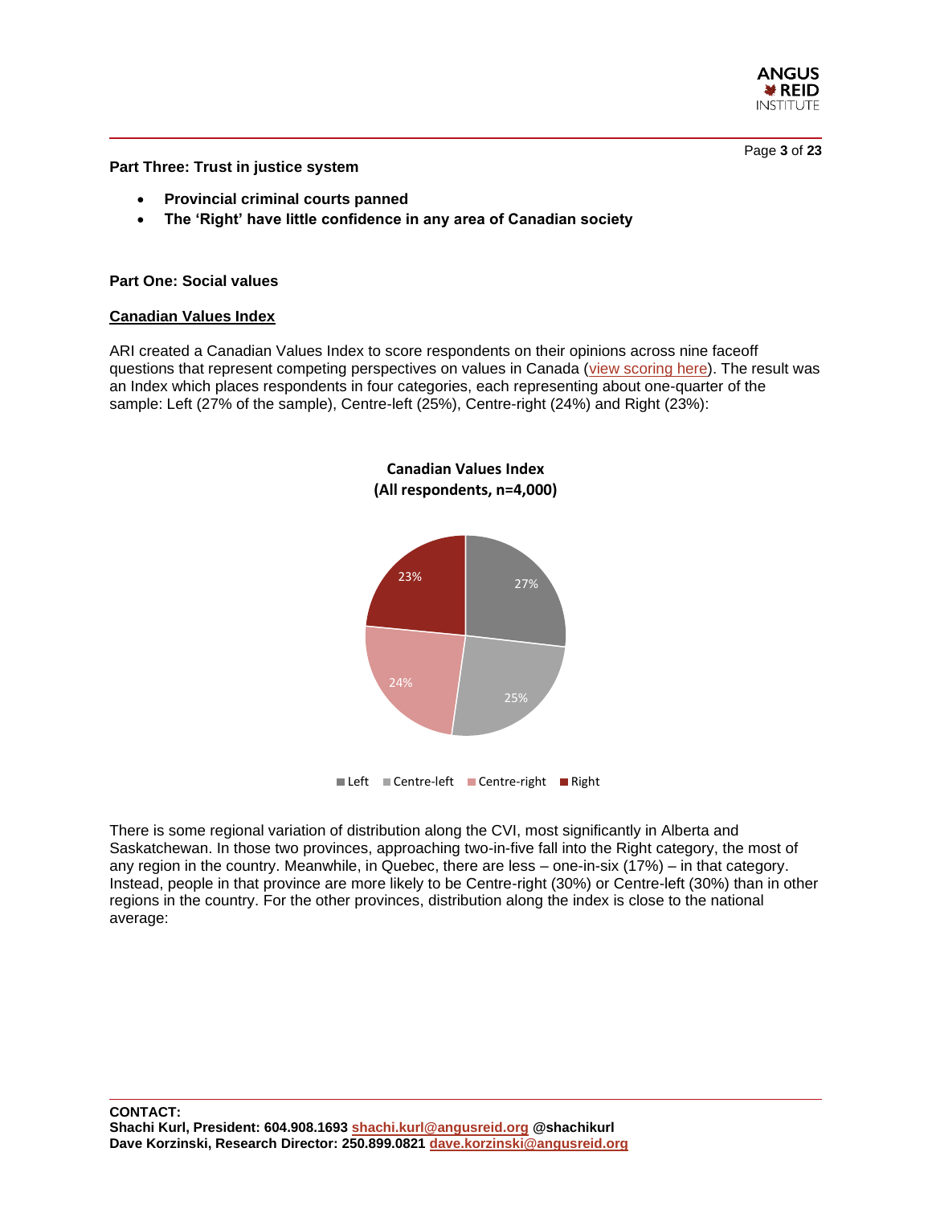**Part Three: Trust in justice system**

- **Provincial criminal courts panned**
- **The 'Right' have little confidence in any area of Canadian society**

**Part One: Social values**

**Canadian Values Index**

ARI created a Canadian Values Index to score respondents on their opinions across nine faceoff questions that represent competing perspectives on values in Canada (view scoring here). The result was an Index which places respondents in four categories, each representing about one-quarter of the sample: Left (27% of the sample), Centre-left (25%), Centre-right (24%) and Right (23%):

**Canadian Values Index (All respondents, n=4,000)**

| Category | Share |
| --- | --- |
| Left | 27% |
| Centre-left | 25% |
| Centre-right | 24% |
| Right | 23% |

There is some regional variation of distribution along the CVI, most significantly in Alberta and Saskatchewan. In those two provinces, approaching two-in-five fall into the Right category, the most of any region in the country. Meanwhile, in Quebec, there are less – one-in-six (17%) – in that category. Instead, people in that province are more likely to be Centre-right (30%) or Centre-left (30%) than in other regions in the country. For the other provinces, distribution along the index is close to the national average:

**CONTACT:**
**Shachi Kurl, President: 604.908.1693 shachi.kurl@angusreid.org @shachikurl**
**Dave Korzinski, Research Director: 250.899.0821 dave.korzinski@angusreid.org**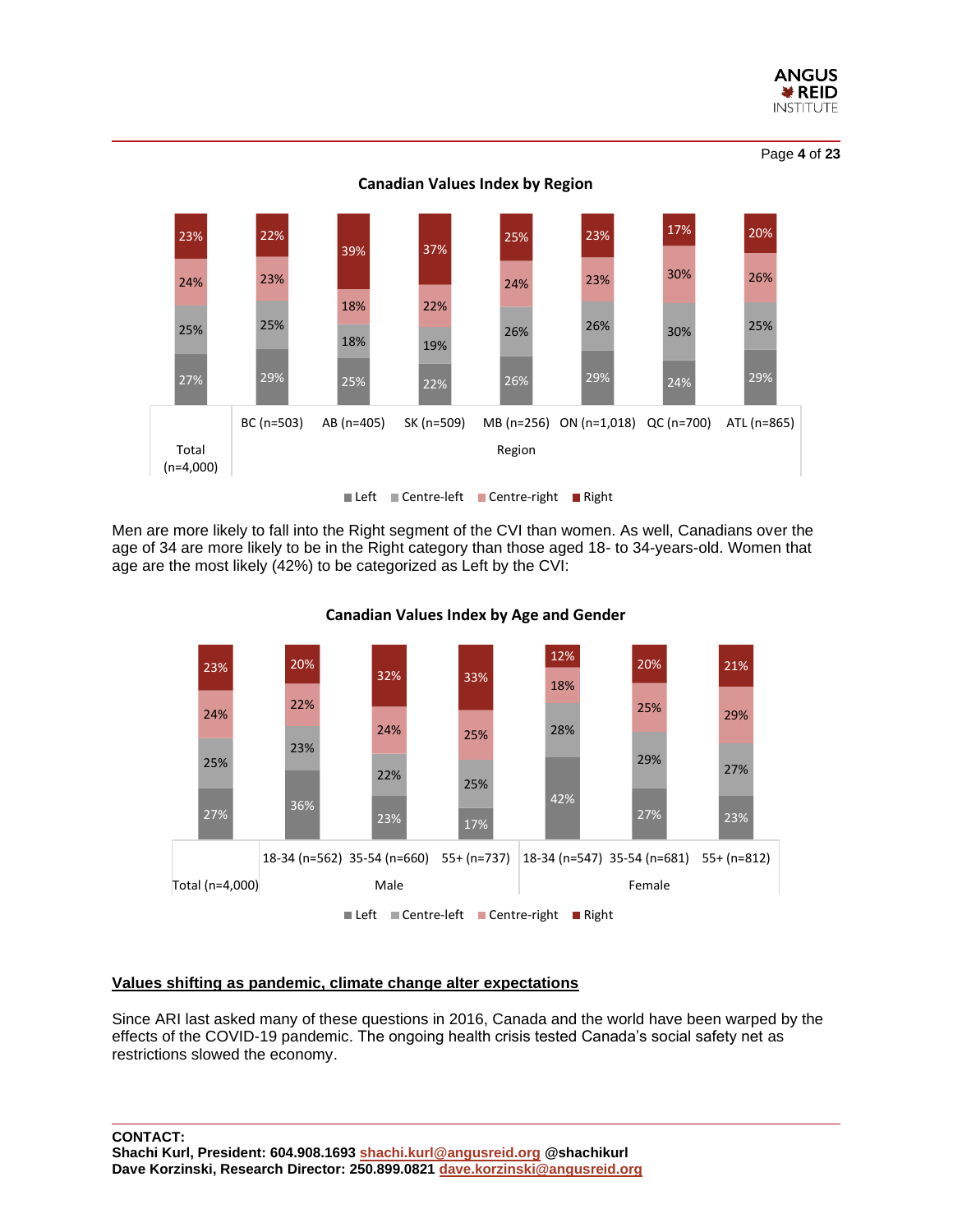**Canadian Values Index by Region**

| | Total (n=4,000) | BC (n=503) | AB (n=405) | SK (n=509) | MB (n=256) | ON (n=1,018) | QC (n=700) | ATL (n=865) |
|---|---|---|---|---|---|---|---|---|
| Right | 23% | 22% | 39% | 37% | 25% | 23% | 17% | 20% |
| Centre-right | 24% | 23% | 18% | 22% | 24% | 23% | 30% | 26% |
| Centre-left | 25% | 25% | 18% | 19% | 26% | 26% | 30% | 25% |
| Left | 27% | 29% | 25% | 22% | 26% | 29% | 24% | 29% |

Men are more likely to fall into the Right segment of the CVI than women. As well, Canadians over the age of 34 are more likely to be in the Right category than those aged 18- to 34-years-old. Women that age are the most likely (42%) to be categorized as Left by the CVI:

**Canadian Values Index by Age and Gender**

| | Total (n=4,000) | Male 18-34 (n=562) | Male 35-54 (n=660) | Male 55+ (n=737) | Female 18-34 (n=547) | Female 35-54 (n=681) | Female 55+ (n=812) |
|---|---|---|---|---|---|---|---|
| Right | 23% | 20% | 32% | 33% | 12% | 20% | 21% |
| Centre-right | 24% | 22% | 24% | 25% | 18% | 25% | 29% |
| Centre-left | 25% | 23% | 22% | 25% | 28% | 29% | 27% |
| Left | 27% | 36% | 23% | 17% | 42% | 27% | 23% |

## Values shifting as pandemic, climate change alter expectations

Since ARI last asked many of these questions in 2016, Canada and the world have been warped by the effects of the COVID-19 pandemic. The ongoing health crisis tested Canada's social safety net as restrictions slowed the economy.

**CONTACT:**
**Shachi Kurl, President: 604.908.1693 shachi.kurl@angusreid.org @shachikurl**
**Dave Korzinski, Research Director: 250.899.0821 dave.korzinski@angusreid.org**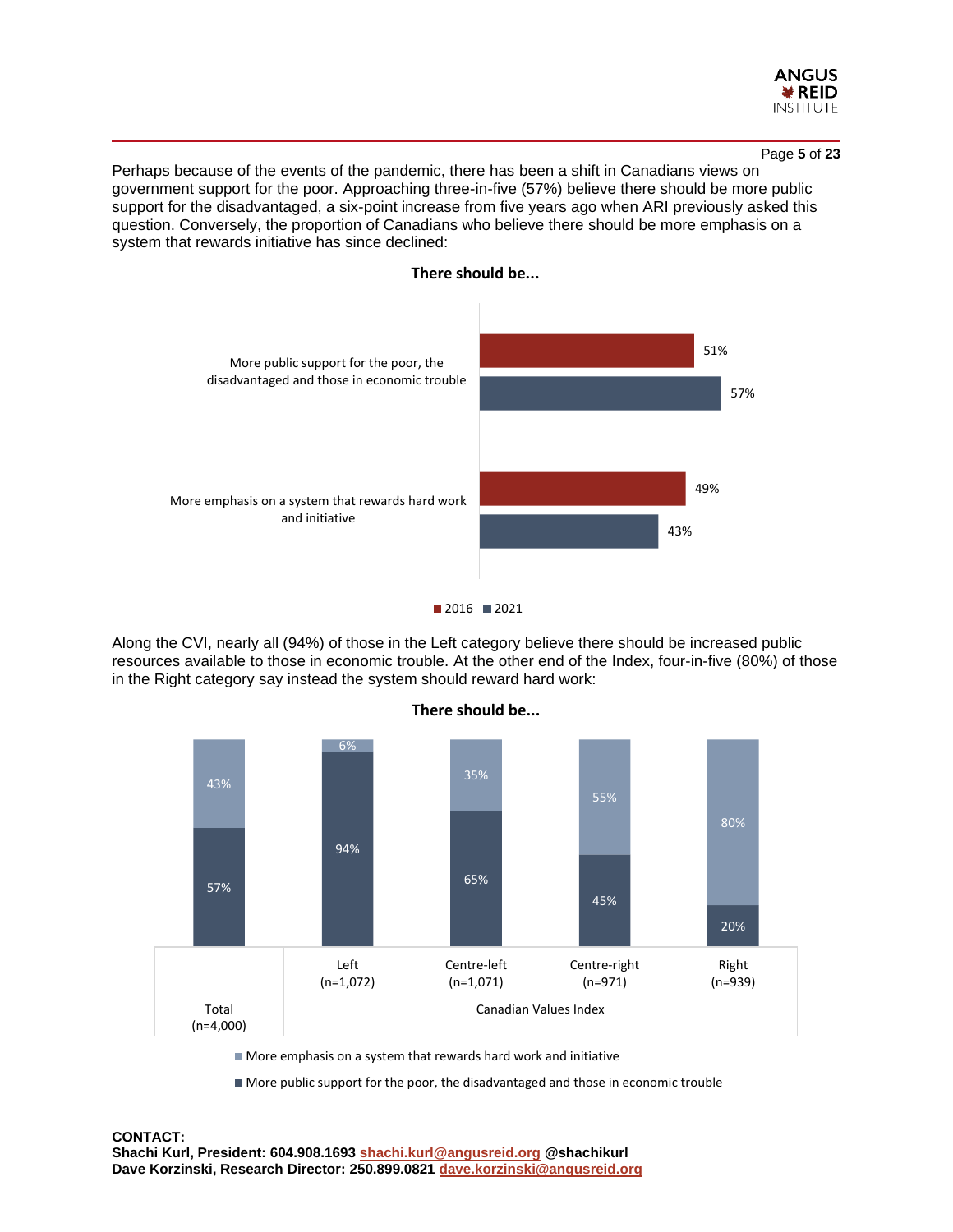Perhaps because of the events of the pandemic, there has been a shift in Canadians views on government support for the poor. Approaching three-in-five (57%) believe there should be more public support for the disadvantaged, a six-point increase from five years ago when ARI previously asked this question. Conversely, the proportion of Canadians who believe there should be more emphasis on a system that rewards initiative has since declined:

**There should be...**

| | 2016 | 2021 |
|---|---|---|
| More public support for the poor, the disadvantaged and those in economic trouble | 51% | 57% |
| More emphasis on a system that rewards hard work and initiative | 49% | 43% |

Along the CVI, nearly all (94%) of those in the Left category believe there should be increased public resources available to those in economic trouble. At the other end of the Index, four-in-five (80%) of those in the Right category say instead the system should reward hard work:

**There should be...**

| | Total (n=4,000) | Canadian Values Index: Left (n=1,072) | Canadian Values Index: Centre-left (n=1,071) | Canadian Values Index: Centre-right (n=971) | Canadian Values Index: Right (n=939) |
|---|---|---|---|---|---|
| More emphasis on a system that rewards hard work and initiative | 43% | 6% | 35% | 55% | 80% |
| More public support for the poor, the disadvantaged and those in economic trouble | 57% | 94% | 65% | 45% | 20% |

**CONTACT:**
**Shachi Kurl, President: 604.908.1693 shachi.kurl@angusreid.org @shachikurl**
**Dave Korzinski, Research Director: 250.899.0821 dave.korzinski@angusreid.org**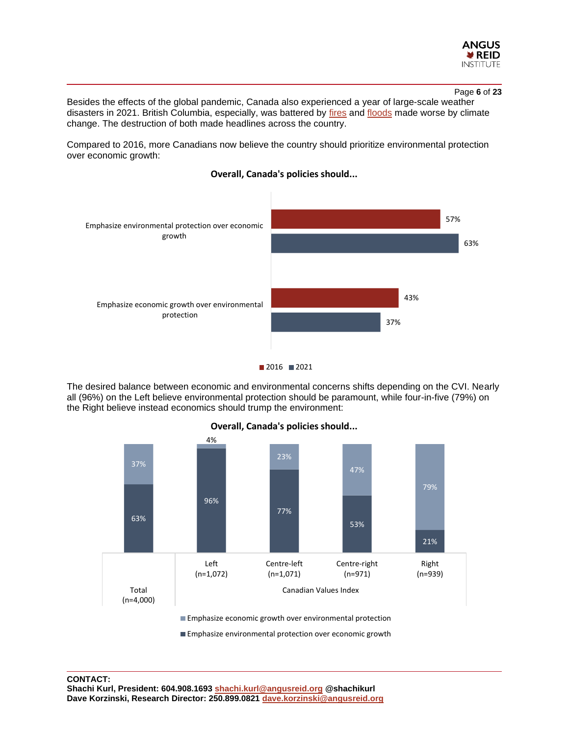Besides the effects of the global pandemic, Canada also experienced a year of large-scale weather disasters in 2021. British Columbia, especially, was battered by fires and floods made worse by climate change. The destruction of both made headlines across the country.

Compared to 2016, more Canadians now believe the country should prioritize environmental protection over economic growth:

**Overall, Canada's policies should...**

| | 2016 | 2021 |
|---|---|---|
| Emphasize environmental protection over economic growth | 57% | 63% |
| Emphasize economic growth over environmental protection | 43% | 37% |

The desired balance between economic and environmental concerns shifts depending on the CVI. Nearly all (96%) on the Left believe environmental protection should be paramount, while four-in-five (79%) on the Right believe instead economics should trump the environment:

**Overall, Canada's policies should...**

| | Total (n=4,000) | Left (n=1,072) | Centre-left (n=1,071) | Centre-right (n=971) | Right (n=939) |
|---|---|---|---|---|---|
| | | Canadian Values Index | | | |
| Emphasize economic growth over environmental protection | 37% | 4% | 23% | 47% | 79% |
| Emphasize environmental protection over economic growth | 63% | 96% | 77% | 53% | 21% |

**CONTACT:**
**Shachi Kurl, President: 604.908.1693 shachi.kurl@angusreid.org @shachikurl**
**Dave Korzinski, Research Director: 250.899.0821 dave.korzinski@angusreid.org**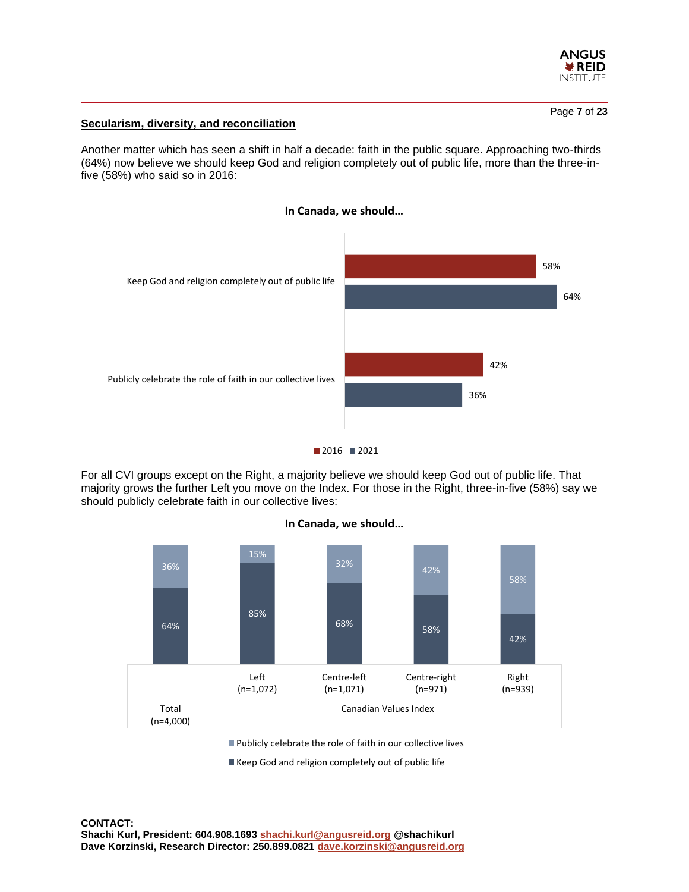## Secularism, diversity, and reconciliation

Another matter which has seen a shift in half a decade: faith in the public square. Approaching two-thirds (64%) now believe we should keep God and religion completely out of public life, more than the three-in-five (58%) who said so in 2016:

**In Canada, we should…**

| | 2016 | 2021 |
|---|---|---|
| Keep God and religion completely out of public life | 58% | 64% |
| Publicly celebrate the role of faith in our collective lives | 42% | 36% |

For all CVI groups except on the Right, a majority believe we should keep God out of public life. That majority grows the further Left you move on the Index. For those in the Right, three-in-five (58%) say we should publicly celebrate faith in our collective lives:

**In Canada, we should…**

| | Total (n=4,000) | Canadian Values Index | | | |
|---|---|---|---|---|---|
| | | Left (n=1,072) | Centre-left (n=1,071) | Centre-right (n=971) | Right (n=939) |
| Publicly celebrate the role of faith in our collective lives | 36% | 15% | 32% | 42% | 58% |
| Keep God and religion completely out of public life | 64% | 85% | 68% | 58% | 42% |

**CONTACT:**
**Shachi Kurl, President: 604.908.1693 shachi.kurl@angusreid.org @shachikurl**
**Dave Korzinski, Research Director: 250.899.0821 dave.korzinski@angusreid.org**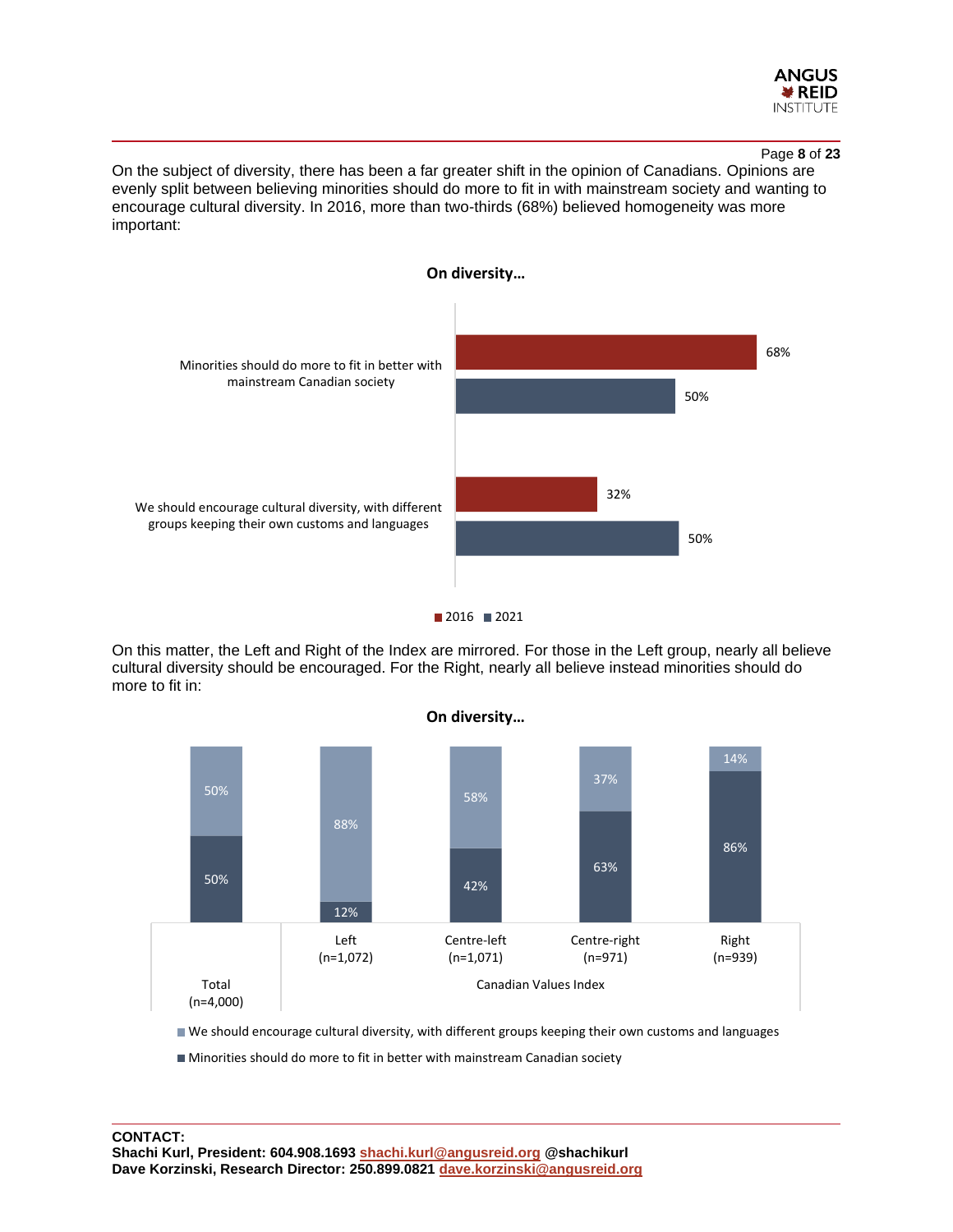On the subject of diversity, there has been a far greater shift in the opinion of Canadians. Opinions are evenly split between believing minorities should do more to fit in with mainstream society and wanting to encourage cultural diversity. In 2016, more than two-thirds (68%) believed homogeneity was more important:

**On diversity…**

| | 2016 | 2021 |
|---|---|---|
| Minorities should do more to fit in better with mainstream Canadian society | 68% | 50% |
| We should encourage cultural diversity, with different groups keeping their own customs and languages | 32% | 50% |

On this matter, the Left and Right of the Index are mirrored. For those in the Left group, nearly all believe cultural diversity should be encouraged. For the Right, nearly all believe instead minorities should do more to fit in:

**On diversity…**

| | Total (n=4,000) | Left (n=1,072) | Centre-left (n=1,071) | Centre-right (n=971) | Right (n=939) |
|---|---|---|---|---|---|
| | | Canadian Values Index | | | |
| We should encourage cultural diversity, with different groups keeping their own customs and languages | 50% | 88% | 58% | 37% | 14% |
| Minorities should do more to fit in better with mainstream Canadian society | 50% | 12% | 42% | 63% | 86% |

**CONTACT:**
**Shachi Kurl, President: 604.908.1693 shachi.kurl@angusreid.org @shachikurl**
**Dave Korzinski, Research Director: 250.899.0821 dave.korzinski@angusreid.org**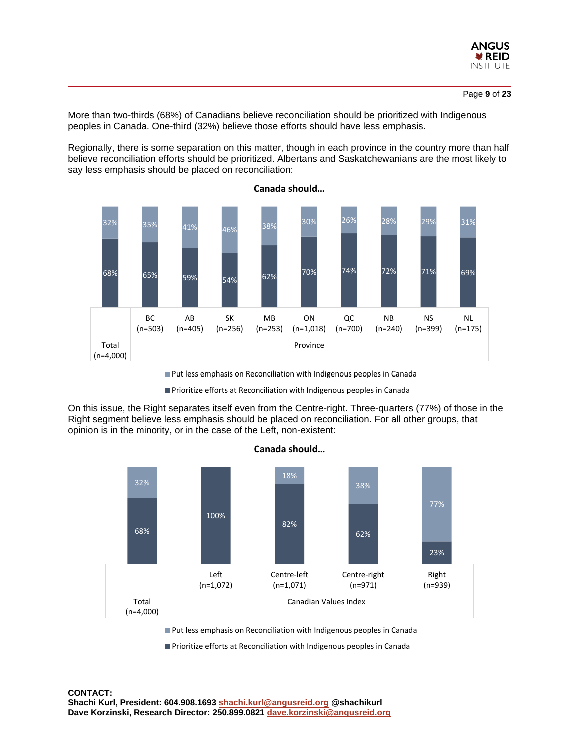More than two-thirds (68%) of Canadians believe reconciliation should be prioritized with Indigenous peoples in Canada. One-third (32%) believe those efforts should have less emphasis.

Regionally, there is some separation on this matter, though in each province in the country more than half believe reconciliation efforts should be prioritized. Albertans and Saskatchewanians are the most likely to say less emphasis should be placed on reconciliation:

**Canada should…**

| | Total (n=4,000) | BC (n=503) | AB (n=405) | SK (n=256) | MB (n=253) | ON (n=1,018) | QC (n=700) | NB (n=240) | NS (n=399) | NL (n=175) |
|---|---|---|---|---|---|---|---|---|---|---|
| Put less emphasis on Reconciliation with Indigenous peoples in Canada | 32% | 35% | 41% | 46% | 38% | 30% | 26% | 28% | 29% | 31% |
| Prioritize efforts at Reconciliation with Indigenous peoples in Canada | 68% | 65% | 59% | 54% | 62% | 70% | 74% | 72% | 71% | 69% |

On this issue, the Right separates itself even from the Centre-right. Three-quarters (77%) of those in the Right segment believe less emphasis should be placed on reconciliation. For all other groups, that opinion is in the minority, or in the case of the Left, non-existent:

**Canada should…**

| | Total (n=4,000) | Left (n=1,072) | Centre-left (n=1,071) | Centre-right (n=971) | Right (n=939) |
|---|---|---|---|---|---|
| Put less emphasis on Reconciliation with Indigenous peoples in Canada | 32% | | 18% | 38% | 77% |
| Prioritize efforts at Reconciliation with Indigenous peoples in Canada | 68% | 100% | 82% | 62% | 23% |

**CONTACT:**
**Shachi Kurl, President: 604.908.1693 shachi.kurl@angusreid.org @shachikurl**
**Dave Korzinski, Research Director: 250.899.0821 dave.korzinski@angusreid.org**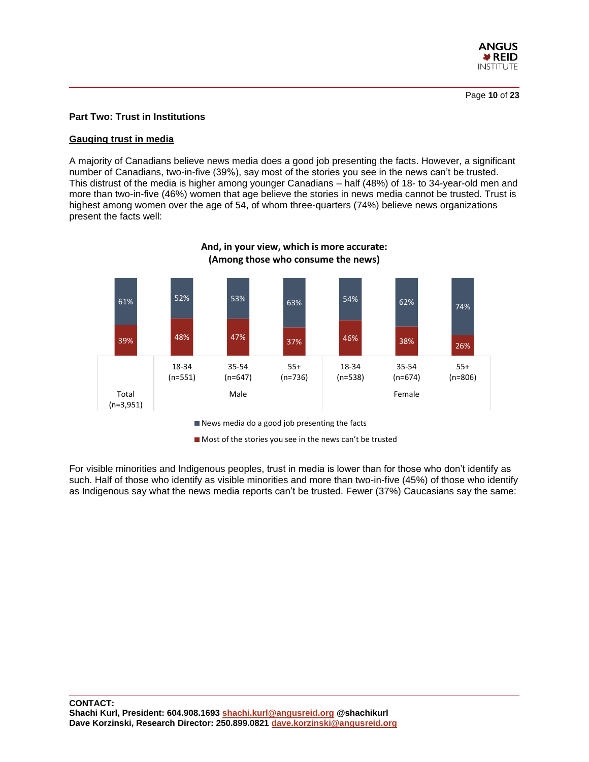## Part Two: Trust in Institutions

### Gauging trust in media

A majority of Canadians believe news media does a good job presenting the facts. However, a significant number of Canadians, two-in-five (39%), say most of the stories you see in the news can't be trusted. This distrust of the media is higher among younger Canadians – half (48%) of 18- to 34-year-old men and more than two-in-five (46%) women that age believe the stories in news media cannot be trusted. Trust is highest among women over the age of 54, of whom three-quarters (74%) believe news organizations present the facts well:

**And, in your view, which is more accurate: (Among those who consume the news)**

| | Total (n=3,951) | Male 18-34 (n=551) | Male 35-54 (n=647) | Male 55+ (n=736) | Female 18-34 (n=538) | Female 35-54 (n=674) | Female 55+ (n=806) |
|---|---|---|---|---|---|---|---|
| News media do a good job presenting the facts | 61% | 52% | 53% | 63% | 54% | 62% | 74% |
| Most of the stories you see in the news can't be trusted | 39% | 48% | 47% | 37% | 46% | 38% | 26% |

For visible minorities and Indigenous peoples, trust in media is lower than for those who don't identify as such. Half of those who identify as visible minorities and more than two-in-five (45%) of those who identify as Indigenous say what the news media reports can't be trusted. Fewer (37%) Caucasians say the same:

**CONTACT:**
**Shachi Kurl, President: 604.908.1693 shachi.kurl@angusreid.org @shachikurl**
**Dave Korzinski, Research Director: 250.899.0821 dave.korzinski@angusreid.org**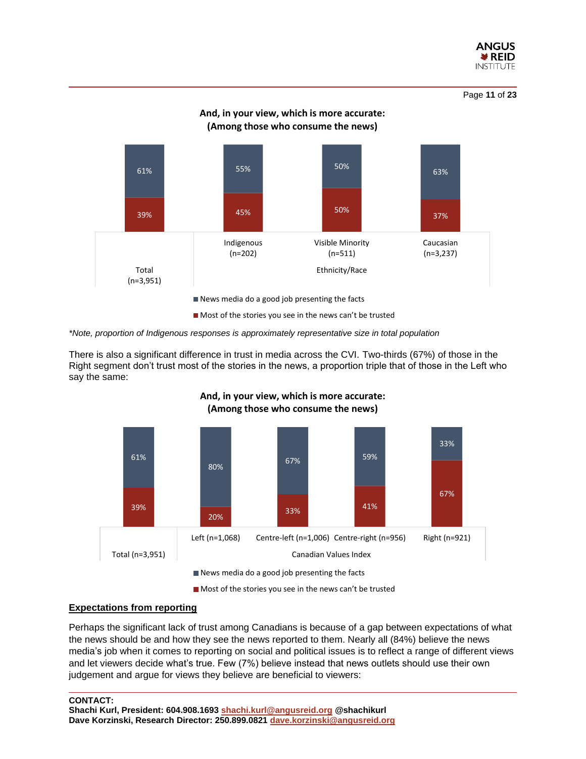**And, in your view, which is more accurate:**
**(Among those who consume the news)**

| | Total (n=3,951) | Indigenous (n=202) | Visible Minority (n=511) | Caucasian (n=3,237) |
|---|---|---|---|---|
| | | Ethnicity/Race | | |
| News media do a good job presenting the facts | 61% | 55% | 50% | 63% |
| Most of the stories you see in the news can't be trusted | 39% | 45% | 50% | 37% |

*\*Note, proportion of Indigenous responses is approximately representative size in total population*

There is also a significant difference in trust in media across the CVI. Two-thirds (67%) of those in the Right segment don't trust most of the stories in the news, a proportion triple that of those in the Left who say the same:

**And, in your view, which is more accurate:**
**(Among those who consume the news)**

| | Total (n=3,951) | Left (n=1,068) | Centre-left (n=1,006) | Centre-right (n=956) | Right (n=921) |
|---|---|---|---|---|---|
| | | Canadian Values Index | | | |
| News media do a good job presenting the facts | 61% | 80% | 67% | 59% | 33% |
| Most of the stories you see in the news can't be trusted | 39% | 20% | 33% | 41% | 67% |

## Expectations from reporting

Perhaps the significant lack of trust among Canadians is because of a gap between expectations of what the news should be and how they see the news reported to them. Nearly all (84%) believe the news media's job when it comes to reporting on social and political issues is to reflect a range of different views and let viewers decide what's true. Few (7%) believe instead that news outlets should use their own judgement and argue for views they believe are beneficial to viewers:

**CONTACT:**
**Shachi Kurl, President: 604.908.1693 shachi.kurl@angusreid.org @shachikurl**
**Dave Korzinski, Research Director: 250.899.0821 dave.korzinski@angusreid.org**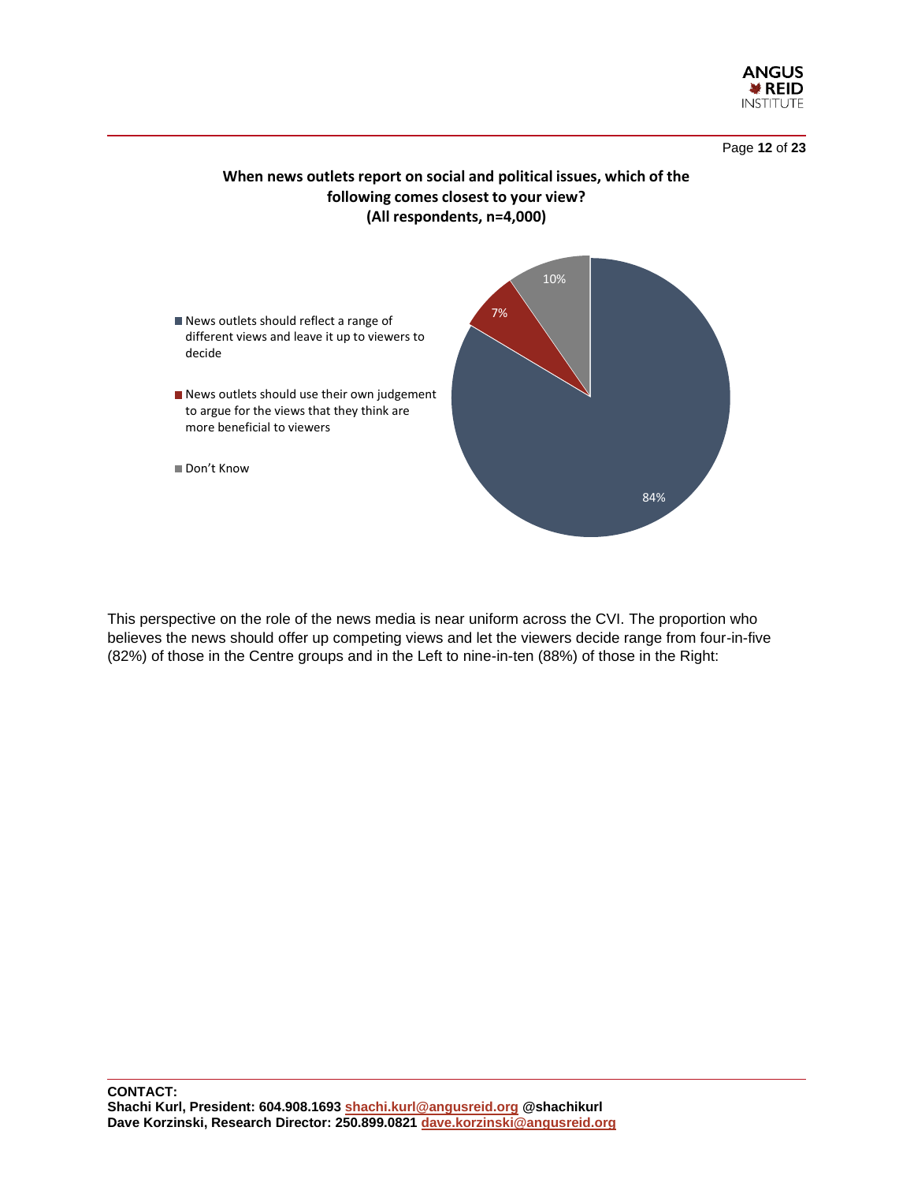**When news outlets report on social and political issues, which of the following comes closest to your view?**
**(All respondents, n=4,000)**

- News outlets should reflect a range of different views and leave it up to viewers to decide: 84%
- News outlets should use their own judgement to argue for the views that they think are more beneficial to viewers: 7%
- Don't Know: 10%

This perspective on the role of the news media is near uniform across the CVI. The proportion who believes the news should offer up competing views and let the viewers decide range from four-in-five (82%) of those in the Centre groups and in the Left to nine-in-ten (88%) of those in the Right:

**CONTACT:**
**Shachi Kurl, President: 604.908.1693 shachi.kurl@angusreid.org @shachikurl**
**Dave Korzinski, Research Director: 250.899.0821 dave.korzinski@angusreid.org**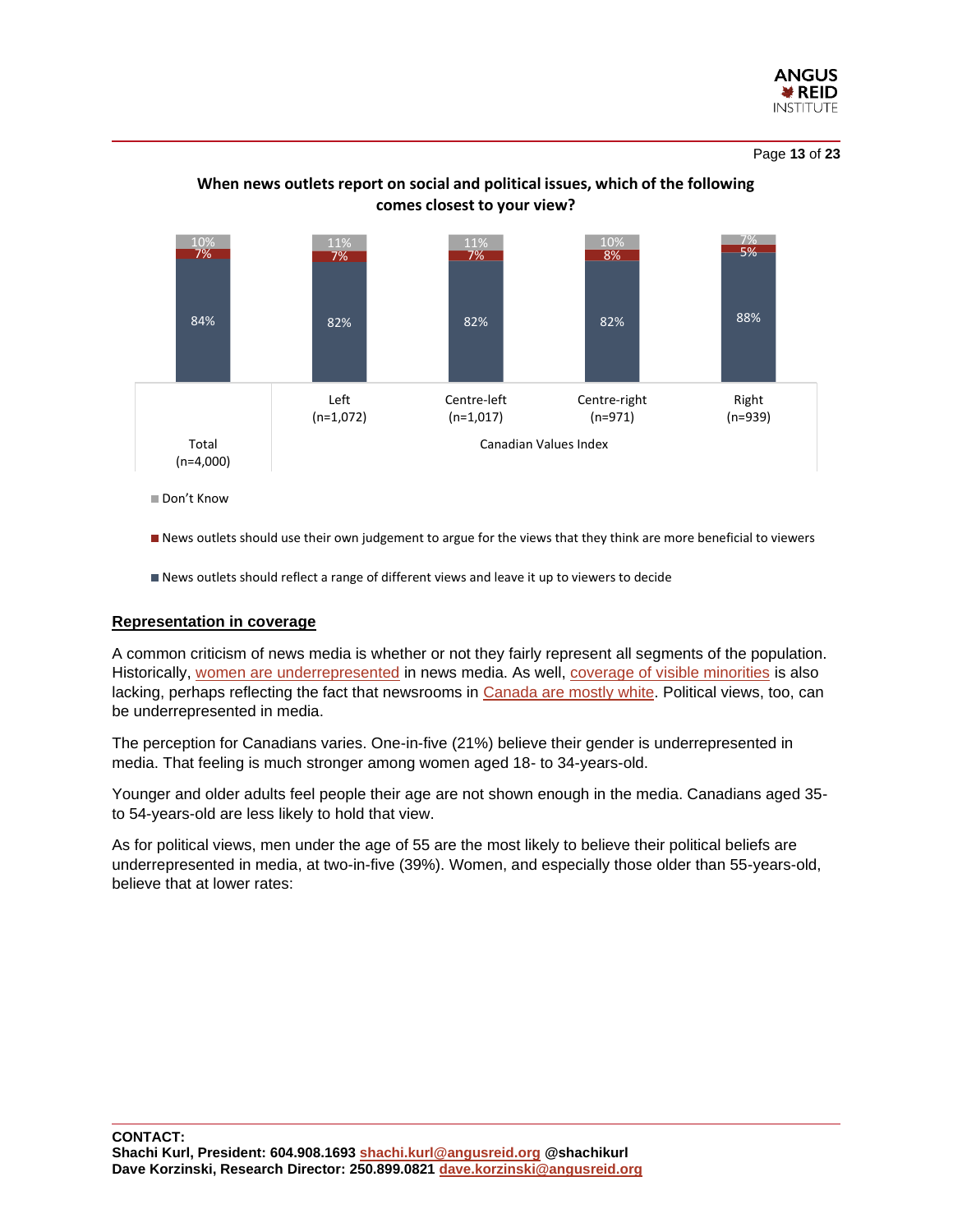**When news outlets report on social and political issues, which of the following comes closest to your view?**

| | Total (n=4,000) | Left (n=1,072) | Centre-left (n=1,017) | Centre-right (n=971) | Right (n=939) |
|---|---|---|---|---|---|
| Don't Know | 10% | 11% | 11% | 10% | 7% |
| News outlets should use their own judgement to argue for the views that they think are more beneficial to viewers | 7% | 7% | 7% | 8% | 5% |
| News outlets should reflect a range of different views and leave it up to viewers to decide | 84% | 82% | 82% | 82% | 88% |

Canadian Values Index: Left, Centre-left, Centre-right, Right

## Representation in coverage

A common criticism of news media is whether or not they fairly represent all segments of the population. Historically, women are underrepresented in news media. As well, coverage of visible minorities is also lacking, perhaps reflecting the fact that newsrooms in Canada are mostly white. Political views, too, can be underrepresented in media.

The perception for Canadians varies. One-in-five (21%) believe their gender is underrepresented in media. That feeling is much stronger among women aged 18- to 34-years-old.

Younger and older adults feel people their age are not shown enough in the media. Canadians aged 35- to 54-years-old are less likely to hold that view.

As for political views, men under the age of 55 are the most likely to believe their political beliefs are underrepresented in media, at two-in-five (39%). Women, and especially those older than 55-years-old, believe that at lower rates:

**CONTACT:**
**Shachi Kurl, President: 604.908.1693 shachi.kurl@angusreid.org @shachikurl**
**Dave Korzinski, Research Director: 250.899.0821 dave.korzinski@angusreid.org**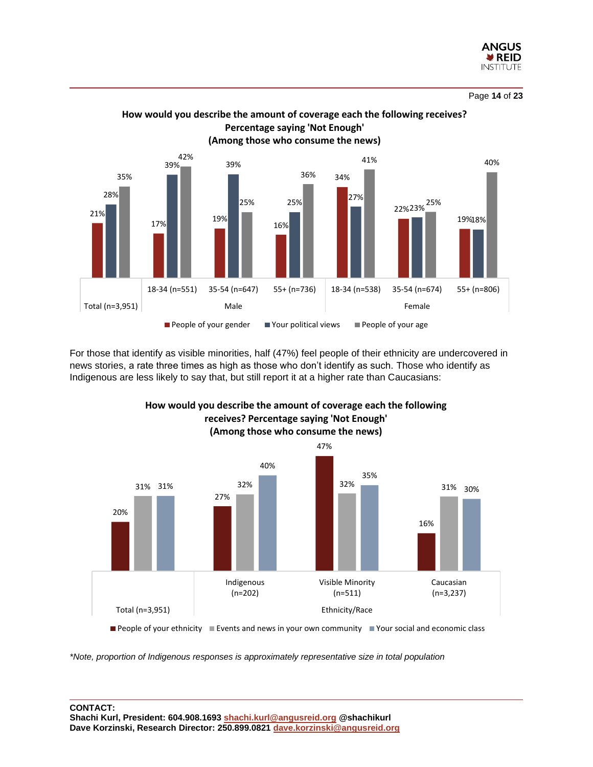**How would you describe the amount of coverage each the following receives? Percentage saying 'Not Enough' (Among those who consume the news)**

| | Total (n=3,951) | Male 18-34 (n=551) | Male 35-54 (n=647) | Male 55+ (n=736) | Female 18-34 (n=538) | Female 35-54 (n=674) | Female 55+ (n=806) |
|---|---|---|---|---|---|---|---|
| People of your gender | 21% | 17% | 19% | 16% | 34% | 22% | 19% |
| Your political views | 28% | 39% | 39% | 25% | 27% | 23% | 18% |
| People of your age | 35% | 42% | 25% | 36% | 41% | 25% | 40% |

For those that identify as visible minorities, half (47%) feel people of their ethnicity are undercovered in news stories, a rate three times as high as those who don't identify as such. Those who identify as Indigenous are less likely to say that, but still report it at a higher rate than Caucasians:

**How would you describe the amount of coverage each the following receives? Percentage saying 'Not Enough' (Among those who consume the news)**

| | Total (n=3,951) | Indigenous (n=202) | Visible Minority (n=511) | Caucasian (n=3,237) |
|---|---|---|---|---|
| People of your ethnicity | 20% | 27% | 47% | 16% |
| Events and news in your own community | 31% | 32% | 32% | 31% |
| Your social and economic class | 31% | 40% | 35% | 30% |

*\*Note, proportion of Indigenous responses is approximately representative size in total population*

**CONTACT:**
**Shachi Kurl, President: 604.908.1693 shachi.kurl@angusreid.org @shachikurl**
**Dave Korzinski, Research Director: 250.899.0821 dave.korzinski@angusreid.org**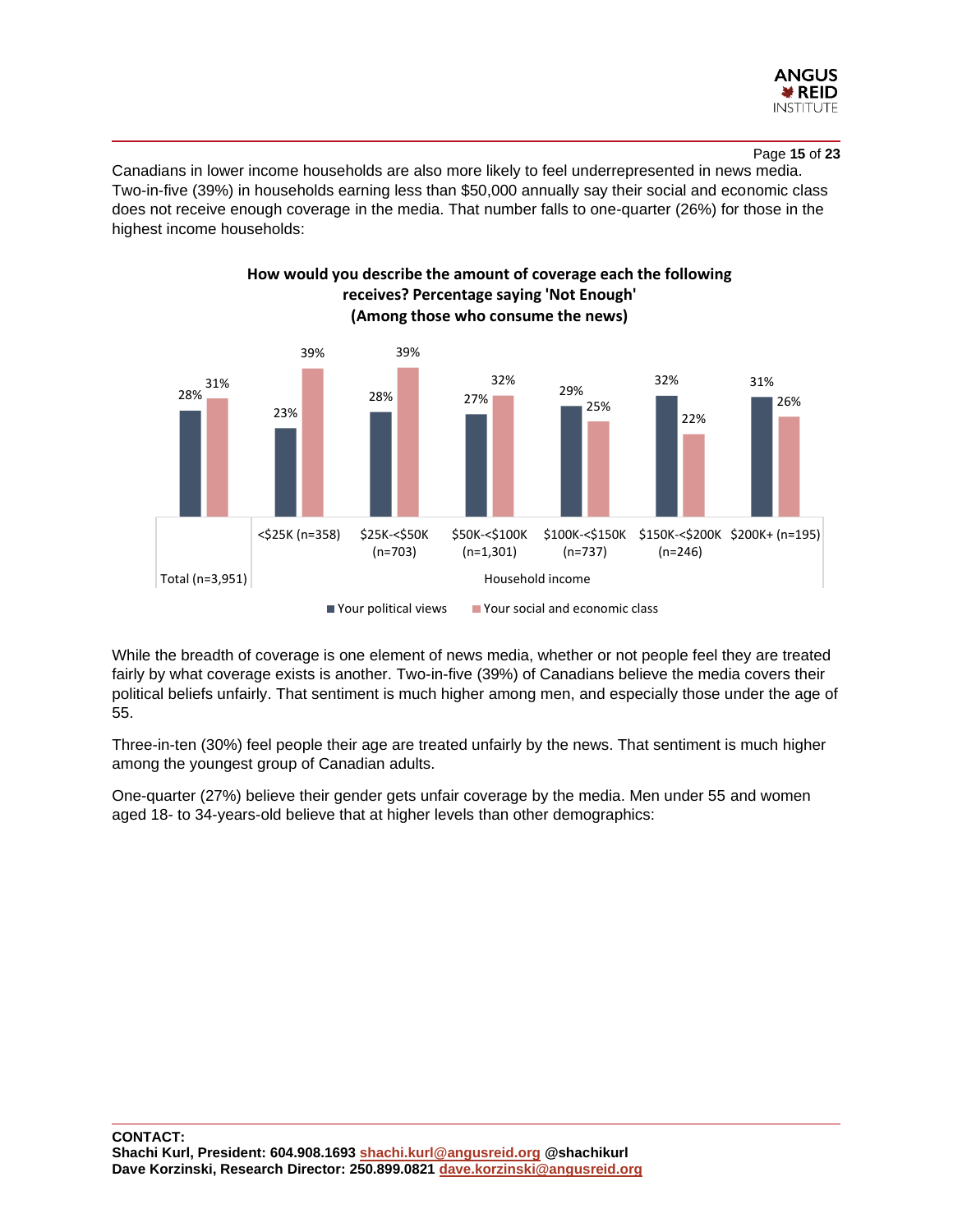Canadians in lower income households are also more likely to feel underrepresented in news media. Two-in-five (39%) in households earning less than $50,000 annually say their social and economic class does not receive enough coverage in the media. That number falls to one-quarter (26%) for those in the highest income households:

**How would you describe the amount of coverage each the following receives? Percentage saying 'Not Enough' (Among those who consume the news)**

| | Total (n=3,951) | <$25K (n=358) | $25K-<$50K (n=703) | $50K-<$100K (n=1,301) | $100K-<$150K (n=737) | $150K-<$200K (n=246) | $200K+ (n=195) |
|---|---|---|---|---|---|---|---|
| Your political views | 28% | 23% | 28% | 27% | 29% | 32% | 31% |
| Your social and economic class | 31% | 39% | 39% | 32% | 25% | 22% | 26% |

While the breadth of coverage is one element of news media, whether or not people feel they are treated fairly by what coverage exists is another. Two-in-five (39%) of Canadians believe the media covers their political beliefs unfairly. That sentiment is much higher among men, and especially those under the age of 55.

Three-in-ten (30%) feel people their age are treated unfairly by the news. That sentiment is much higher among the youngest group of Canadian adults.

One-quarter (27%) believe their gender gets unfair coverage by the media. Men under 55 and women aged 18- to 34-years-old believe that at higher levels than other demographics:

**CONTACT:**
**Shachi Kurl, President: 604.908.1693 shachi.kurl@angusreid.org @shachikurl**
**Dave Korzinski, Research Director: 250.899.0821 dave.korzinski@angusreid.org**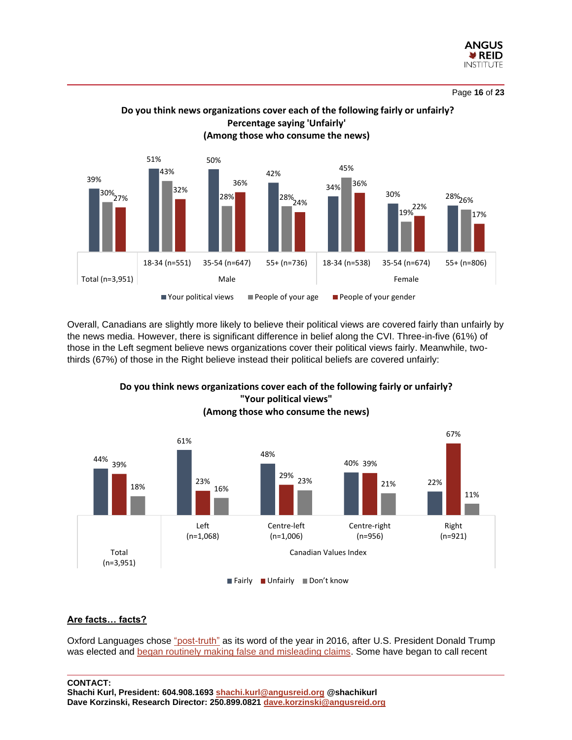**Do you think news organizations cover each of the following fairly or unfairly?**
**Percentage saying 'Unfairly'**
**(Among those who consume the news)**

| | | Your political views | People of your age | People of your gender |
|---|---|---|---|---|
| Total (n=3,951) | | 39% | 30% | 27% |
| Male | 18-34 (n=551) | 51% | 43% | 32% |
| | 35-54 (n=647) | 50% | 28% | 36% |
| | 55+ (n=736) | 42% | 28% | 24% |
| Female | 18-34 (n=538) | 34% | 45% | 36% |
| | 35-54 (n=674) | 30% | 19% | 22% |
| | 55+ (n=806) | 28% | 26% | 17% |

Overall, Canadians are slightly more likely to believe their political views are covered fairly than unfairly by the news media. However, there is significant difference in belief along the CVI. Three-in-five (61%) of those in the Left segment believe news organizations cover their political views fairly. Meanwhile, two-thirds (67%) of those in the Right believe instead their political beliefs are covered unfairly:

**Do you think news organizations cover each of the following fairly or unfairly?**
**"Your political views"**
**(Among those who consume the news)**

| | | Fairly | Unfairly | Don't know |
|---|---|---|---|---|
| Total (n=3,951) | | 44% | 39% | 18% |
| Canadian Values Index | Left (n=1,068) | 61% | 23% | 16% |
| | Centre-left (n=1,006) | 48% | 29% | 23% |
| | Centre-right (n=956) | 40% | 39% | 21% |
| | Right (n=921) | 22% | 67% | 11% |

## Are facts… facts?

Oxford Languages chose "post-truth" as its word of the year in 2016, after U.S. President Donald Trump was elected and began routinely making false and misleading claims. Some have began to call recent

**CONTACT:**
**Shachi Kurl, President: 604.908.1693 shachi.kurl@angusreid.org @shachikurl**
**Dave Korzinski, Research Director: 250.899.0821 dave.korzinski@angusreid.org**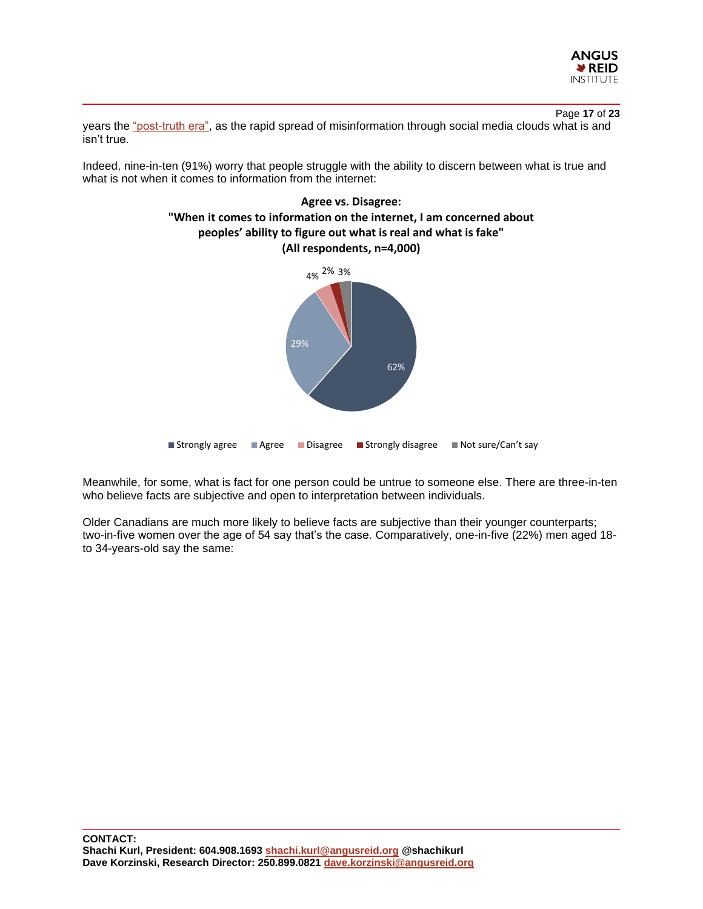years the "post-truth era", as the rapid spread of misinformation through social media clouds what is and isn't true.

Indeed, nine-in-ten (91%) worry that people struggle with the ability to discern between what is true and what is not when it comes to information from the internet:

**Agree vs. Disagree:**
**"When it comes to information on the internet, I am concerned about peoples' ability to figure out what is real and what is fake"**
**(All respondents, n=4,000)**

| Response | % |
|---|---|
| Strongly agree | 62% |
| Agree | 29% |
| Disagree | 4% |
| Strongly disagree | 2% |
| Not sure/Can't say | 3% |

Meanwhile, for some, what is fact for one person could be untrue to someone else. There are three-in-ten who believe facts are subjective and open to interpretation between individuals.

Older Canadians are much more likely to believe facts are subjective than their younger counterparts; two-in-five women over the age of 54 say that's the case. Comparatively, one-in-five (22%) men aged 18-to 34-years-old say the same:

**CONTACT:**
**Shachi Kurl, President: 604.908.1693 shachi.kurl@angusreid.org @shachikurl**
**Dave Korzinski, Research Director: 250.899.0821 dave.korzinski@angusreid.org**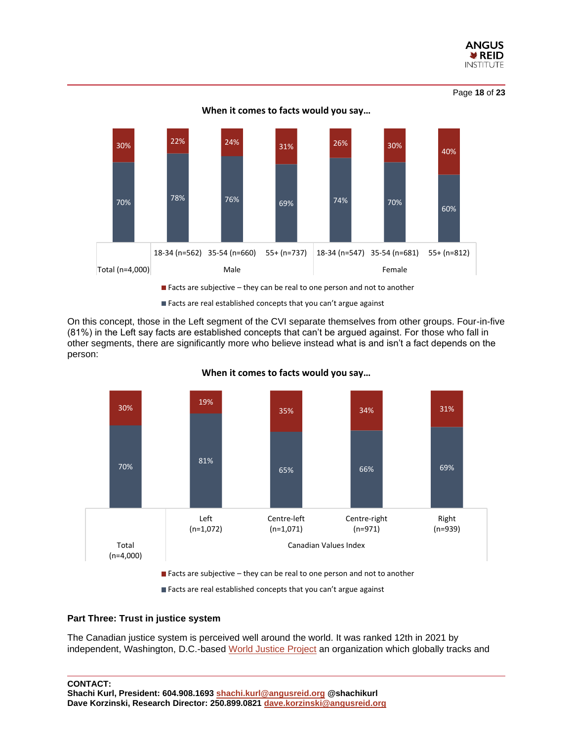**When it comes to facts would you say…**

| | Total (n=4,000) | Male 18-34 (n=562) | Male 35-54 (n=660) | Male 55+ (n=737) | Female 18-34 (n=547) | Female 35-54 (n=681) | Female 55+ (n=812) |
|---|---|---|---|---|---|---|---|
| Facts are subjective – they can be real to one person and not to another | 30% | 22% | 24% | 31% | 26% | 30% | 40% |
| Facts are real established concepts that you can't argue against | 70% | 78% | 76% | 69% | 74% | 70% | 60% |

On this concept, those in the Left segment of the CVI separate themselves from other groups. Four-in-five (81%) in the Left say facts are established concepts that can't be argued against. For those who fall in other segments, there are significantly more who believe instead what is and isn't a fact depends on the person:

**When it comes to facts would you say…**

| | Total (n=4,000) | Canadian Values Index: Left (n=1,072) | Canadian Values Index: Centre-left (n=1,071) | Canadian Values Index: Centre-right (n=971) | Canadian Values Index: Right (n=939) |
|---|---|---|---|---|---|
| Facts are subjective – they can be real to one person and not to another | 30% | 19% | 35% | 34% | 31% |
| Facts are real established concepts that you can't argue against | 70% | 81% | 65% | 66% | 69% |

**Part Three: Trust in justice system**

The Canadian justice system is perceived well around the world. It was ranked 12th in 2021 by independent, Washington, D.C.-based World Justice Project an organization which globally tracks and

**CONTACT:**
**Shachi Kurl, President: 604.908.1693 shachi.kurl@angusreid.org @shachikurl**
**Dave Korzinski, Research Director: 250.899.0821 dave.korzinski@angusreid.org**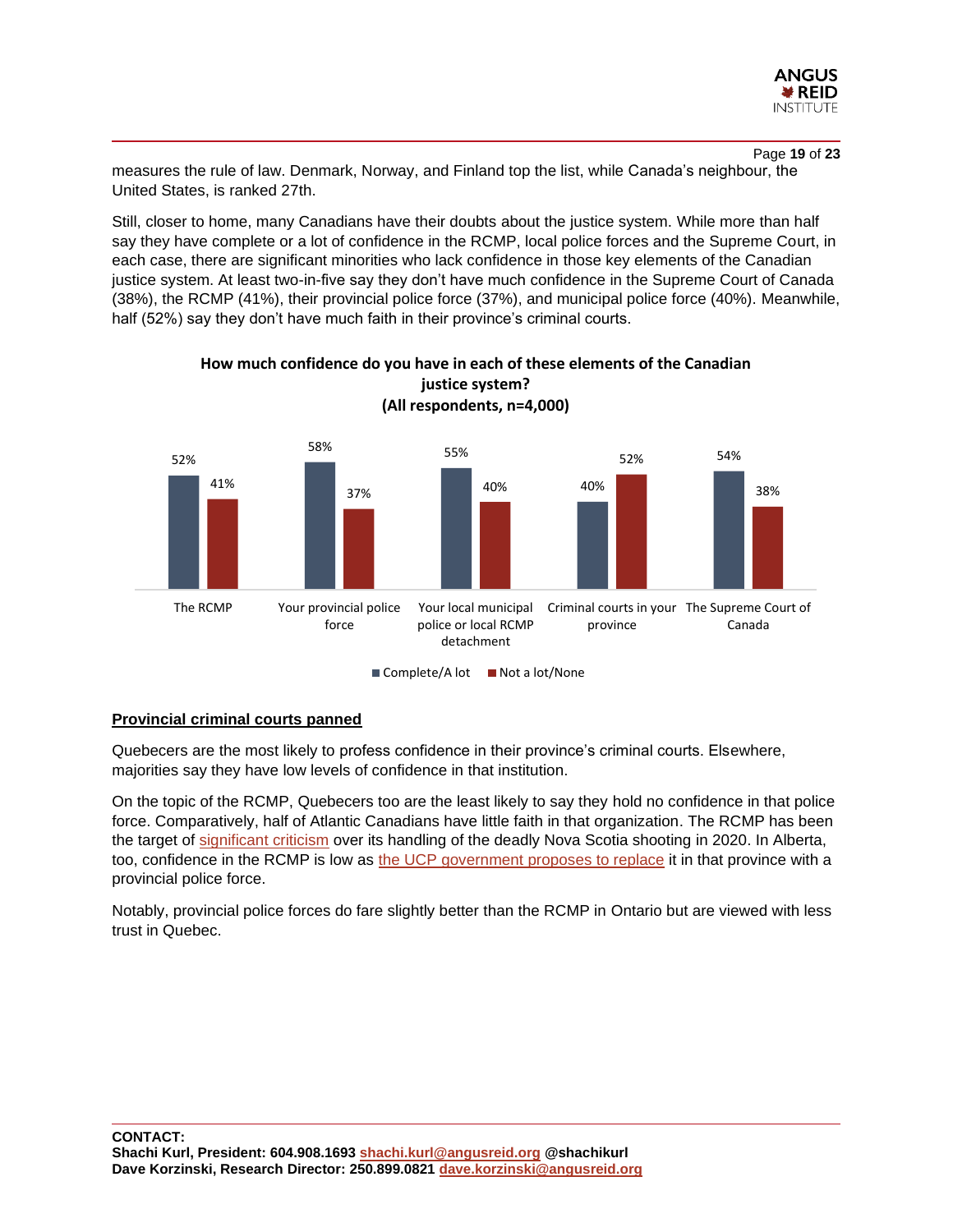measures the rule of law. Denmark, Norway, and Finland top the list, while Canada's neighbour, the United States, is ranked 27th.

Still, closer to home, many Canadians have their doubts about the justice system. While more than half say they have complete or a lot of confidence in the RCMP, local police forces and the Supreme Court, in each case, there are significant minorities who lack confidence in those key elements of the Canadian justice system. At least two-in-five say they don't have much confidence in the Supreme Court of Canada (38%), the RCMP (41%), their provincial police force (37%), and municipal police force (40%). Meanwhile, half (52%) say they don't have much faith in their province's criminal courts.

**How much confidence do you have in each of these elements of the Canadian justice system?**
**(All respondents, n=4,000)**

| | Complete/A lot | Not a lot/None |
|---|---|---|
| The RCMP | 52% | 41% |
| Your provincial police force | 58% | 37% |
| Your local municipal police or local RCMP detachment | 55% | 40% |
| Criminal courts in your province | 40% | 52% |
| The Supreme Court of Canada | 54% | 38% |

**Provincial criminal courts panned**

Quebecers are the most likely to profess confidence in their province's criminal courts. Elsewhere, majorities say they have low levels of confidence in that institution.

On the topic of the RCMP, Quebecers too are the least likely to say they hold no confidence in that police force. Comparatively, half of Atlantic Canadians have little faith in that organization. The RCMP has been the target of significant criticism over its handling of the deadly Nova Scotia shooting in 2020. In Alberta, too, confidence in the RCMP is low as the UCP government proposes to replace it in that province with a provincial police force.

Notably, provincial police forces do fare slightly better than the RCMP in Ontario but are viewed with less trust in Quebec.

**CONTACT:**
**Shachi Kurl, President: 604.908.1693 shachi.kurl@angusreid.org @shachikurl**
**Dave Korzinski, Research Director: 250.899.0821 dave.korzinski@angusreid.org**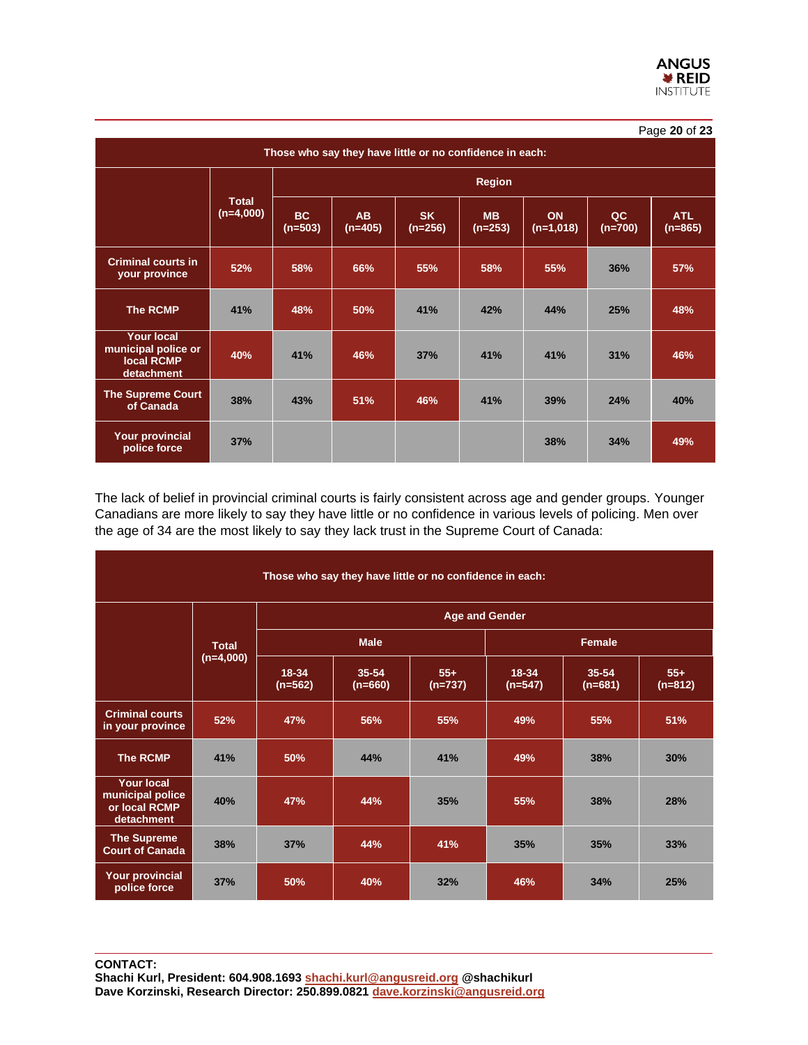| Those who say they have little or no confidence in each: | | | | | | | | |
|---|---|---|---|---|---|---|---|---|
| | Total (n=4,000) | Region | | | | | | |
| | | BC (n=503) | AB (n=405) | SK (n=256) | MB (n=253) | ON (n=1,018) | QC (n=700) | ATL (n=865) |
| Criminal courts in your province | 52% | 58% | 66% | 55% | 58% | 55% | 36% | 57% |
| The RCMP | 41% | 48% | 50% | 41% | 42% | 44% | 25% | 48% |
| Your local municipal police or local RCMP detachment | 40% | 41% | 46% | 37% | 41% | 41% | 31% | 46% |
| The Supreme Court of Canada | 38% | 43% | 51% | 46% | 41% | 39% | 24% | 40% |
| Your provincial police force | 37% | | | | | 38% | 34% | 49% |

The lack of belief in provincial criminal courts is fairly consistent across age and gender groups. Younger Canadians are more likely to say they have little or no confidence in various levels of policing. Men over the age of 34 are the most likely to say they lack trust in the Supreme Court of Canada:

| Those who say they have little or no confidence in each: | | | | | | | |
|---|---|---|---|---|---|---|---|
| | Total (n=4,000) | Age and Gender | | | | | |
| | | Male | | | Female | | |
| | | 18-34 (n=562) | 35-54 (n=660) | 55+ (n=737) | 18-34 (n=547) | 35-54 (n=681) | 55+ (n=812) |
| Criminal courts in your province | 52% | 47% | 56% | 55% | 49% | 55% | 51% |
| The RCMP | 41% | 50% | 44% | 41% | 49% | 38% | 30% |
| Your local municipal police or local RCMP detachment | 40% | 47% | 44% | 35% | 55% | 38% | 28% |
| The Supreme Court of Canada | 38% | 37% | 44% | 41% | 35% | 35% | 33% |
| Your provincial police force | 37% | 50% | 40% | 32% | 46% | 34% | 25% |

**CONTACT:**
**Shachi Kurl, President: 604.908.1693 shachi.kurl@angusreid.org @shachikurl**
**Dave Korzinski, Research Director: 250.899.0821 dave.korzinski@angusreid.org**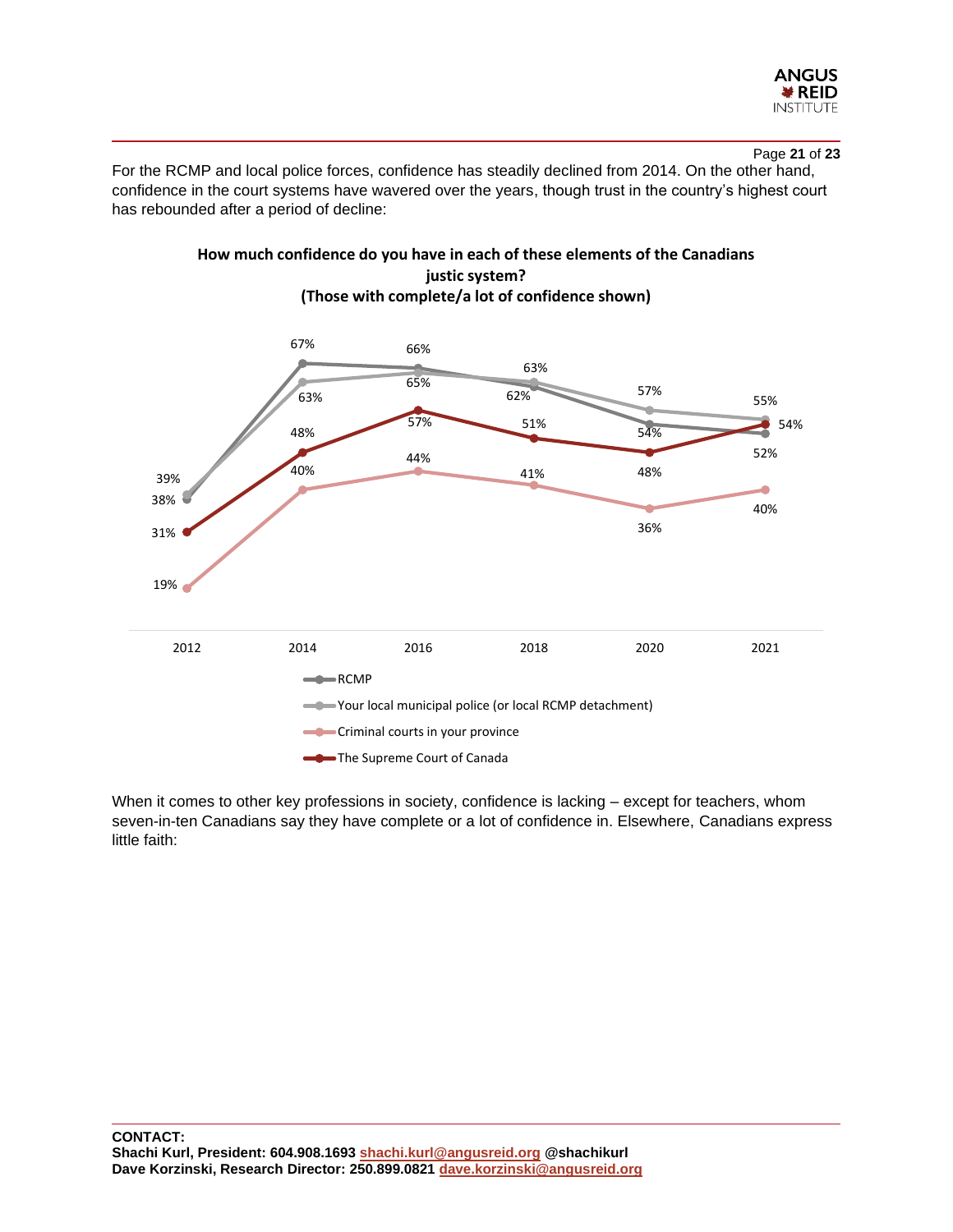For the RCMP and local police forces, confidence has steadily declined from 2014. On the other hand, confidence in the court systems have wavered over the years, though trust in the country's highest court has rebounded after a period of decline:

**How much confidence do you have in each of these elements of the Canadians justic system?**
**(Those with complete/a lot of confidence shown)**

| | 2012 | 2014 | 2016 | 2018 | 2020 | 2021 |
|---|---|---|---|---|---|---|
| RCMP | 38% | 67% | 66% | 62% | 54% | 52% |
| Your local municipal police (or local RCMP detachment) | 39% | 63% | 65% | 63% | 57% | 55% |
| Criminal courts in your province | 19% | 40% | 44% | 41% | 36% | 40% |
| The Supreme Court of Canada | 31% | 48% | 57% | 51% | 48% | 54% |

When it comes to other key professions in society, confidence is lacking – except for teachers, whom seven-in-ten Canadians say they have complete or a lot of confidence in. Elsewhere, Canadians express little faith: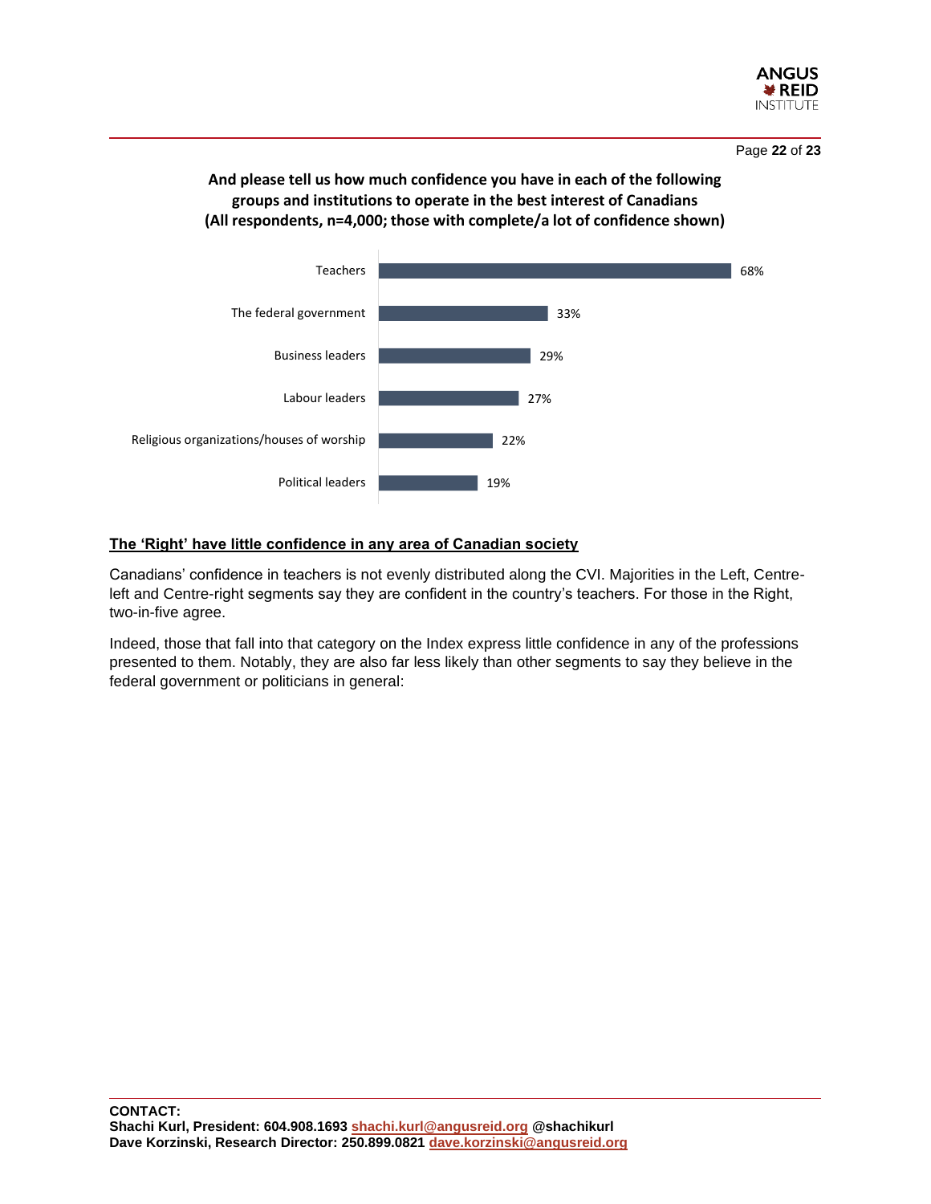**And please tell us how much confidence you have in each of the following groups and institutions to operate in the best interest of Canadians (All respondents, n=4,000; those with complete/a lot of confidence shown)**

| Group/Institution | Complete/a lot of confidence |
|---|---|
| Teachers | 68% |
| The federal government | 33% |
| Business leaders | 29% |
| Labour leaders | 27% |
| Religious organizations/houses of worship | 22% |
| Political leaders | 19% |

## The 'Right' have little confidence in any area of Canadian society

Canadians' confidence in teachers is not evenly distributed along the CVI. Majorities in the Left, Centre-left and Centre-right segments say they are confident in the country's teachers. For those in the Right, two-in-five agree.

Indeed, those that fall into that category on the Index express little confidence in any of the professions presented to them. Notably, they are also far less likely than other segments to say they believe in the federal government or politicians in general:

**CONTACT:**
**Shachi Kurl, President: 604.908.1693 shachi.kurl@angusreid.org @shachikurl**
**Dave Korzinski, Research Director: 250.899.0821 dave.korzinski@angusreid.org**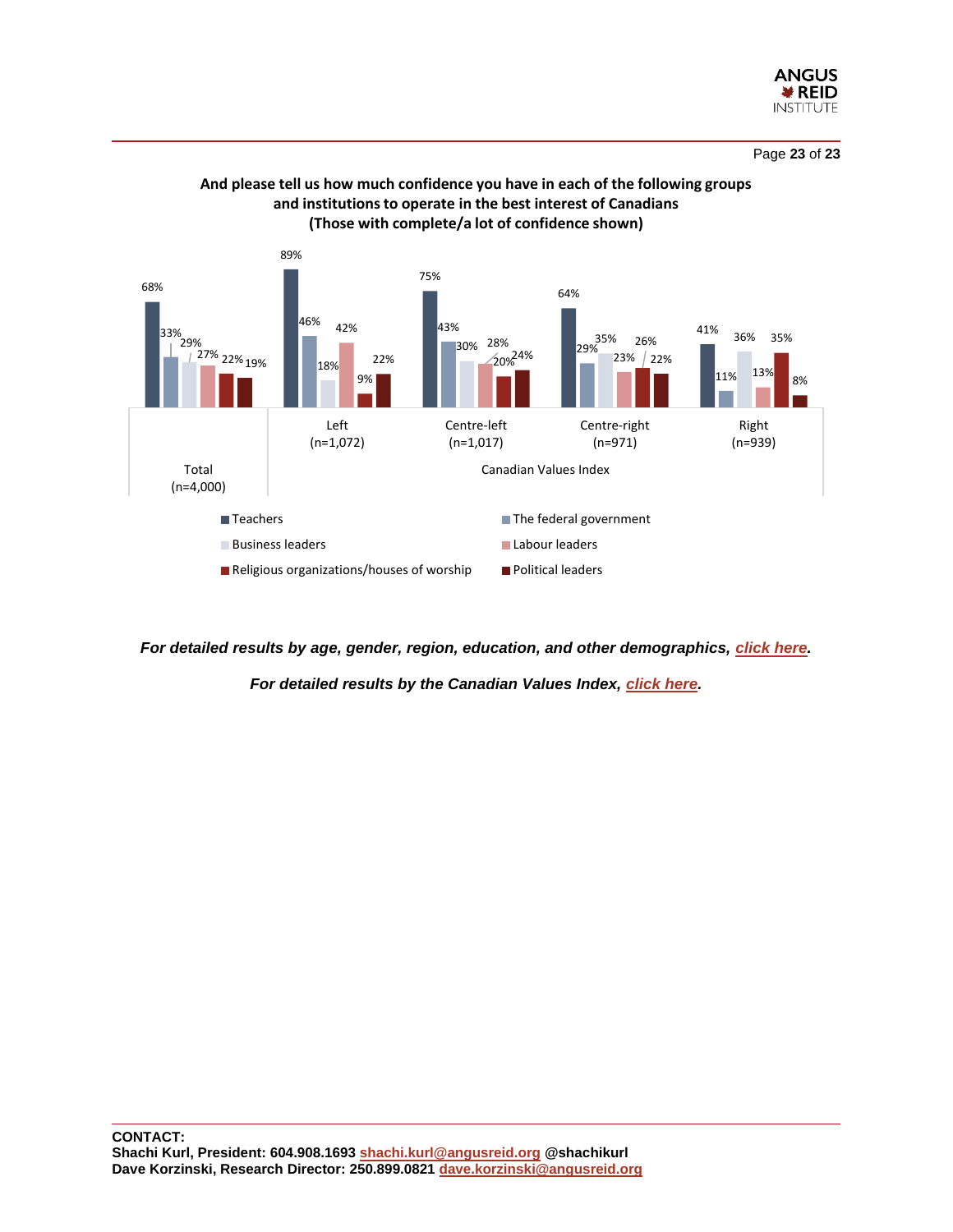**And please tell us how much confidence you have in each of the following groups and institutions to operate in the best interest of Canadians (Those with complete/a lot of confidence shown)**

68%
33%
29%
27%
22%
19%

89%
46%
18%
42%
9%
22%

75%
43%
30%
28%
20%
24%

64%
29%
35%
23%
26%
22%

41%
11%
36%
13%
35%
8%

Total (n=4,000)

Left (n=1,072)

Centre-left (n=1,017)

Centre-right (n=971)

Right (n=939)

Canadian Values Index

Teachers

The federal government

Business leaders

Labour leaders

Religious organizations/houses of worship

Political leaders

***For detailed results by age, gender, region, education, and other demographics, click here.***

***For detailed results by the Canadian Values Index, click here.***

**CONTACT:**
**Shachi Kurl, President: 604.908.1693 shachi.kurl@angusreid.org @shachikurl**
**Dave Korzinski, Research Director: 250.899.0821 dave.korzinski@angusreid.org**